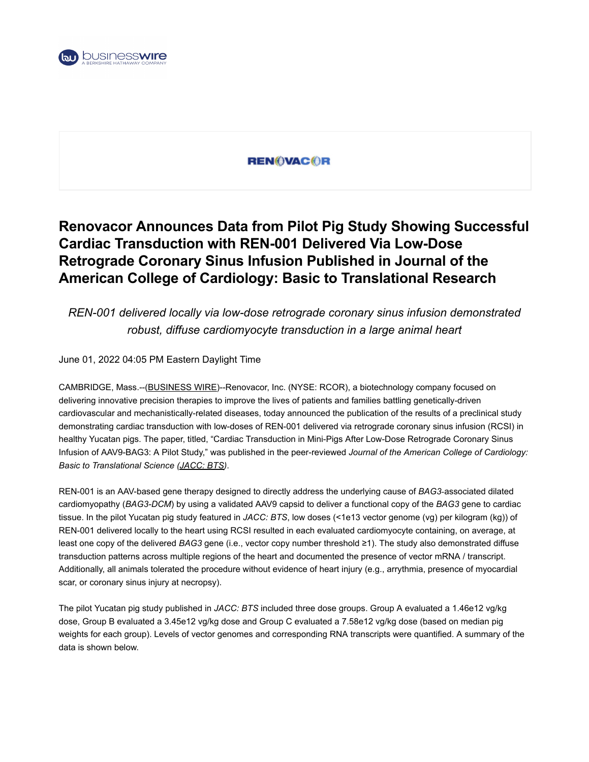# Renovacor Announces Data from Pilot Pig Study Showing Successful Cardiac Transduction with REN-001 Delivered Via Low-Dose Retrograde Coronary Sinus Infusion Published in Journal of the American College of Cardiology: Basic to Translational Research

*REN-001 delivered locally via low-dose retrograde coronary sinus infusion demonstrated robust, diffuse cardiomyocyte transduction in a large animal heart*

June 01, 2022 04:05 PM Eastern Daylight Time

CAMBRIDGE, Mass.--(BUSINESS WIRE)--Renovacor, Inc. (NYSE: RCOR), a biotechnology company focused on delivering innovative precision therapies to improve the lives of patients and families battling genetically-driven cardiovascular and mechanistically-related diseases, today announced the publication of the results of a preclinical study demonstrating cardiac transduction with low-doses of REN-001 delivered via retrograde coronary sinus infusion (RCSI) in healthy Yucatan pigs. The paper, titled, "Cardiac Transduction in Mini-Pigs After Low-Dose Retrograde Coronary Sinus Infusion of AAV9-BAG3: A Pilot Study," was published in the peer-reviewed *Journal of the American College of Cardiology: Basic to Translational Science (JACC: BTS)*.

REN-001 is an AAV-based gene therapy designed to directly address the underlying cause of *BAG3*-associated dilated cardiomyopathy (*BAG3-DCM*) by using a validated AAV9 capsid to deliver a functional copy of the *BAG3* gene to cardiac tissue. In the pilot Yucatan pig study featured in *JACC: BTS*, low doses (<1e13 vector genome (vg) per kilogram (kg)) of REN-001 delivered locally to the heart using RCSI resulted in each evaluated cardiomyocyte containing, on average, at least one copy of the delivered *BAG3* gene (i.e., vector copy number threshold ≥1). The study also demonstrated diffuse transduction patterns across multiple regions of the heart and documented the presence of vector mRNA / transcript. Additionally, all animals tolerated the procedure without evidence of heart injury (e.g., arrythmia, presence of myocardial scar, or coronary sinus injury at necropsy).

The pilot Yucatan pig study published in *JACC: BTS* included three dose groups. Group A evaluated a 1.46e12 vg/kg dose, Group B evaluated a 3.45e12 vg/kg dose and Group C evaluated a 7.58e12 vg/kg dose (based on median pig weights for each group). Levels of vector genomes and corresponding RNA transcripts were quantified. A summary of the data is shown below.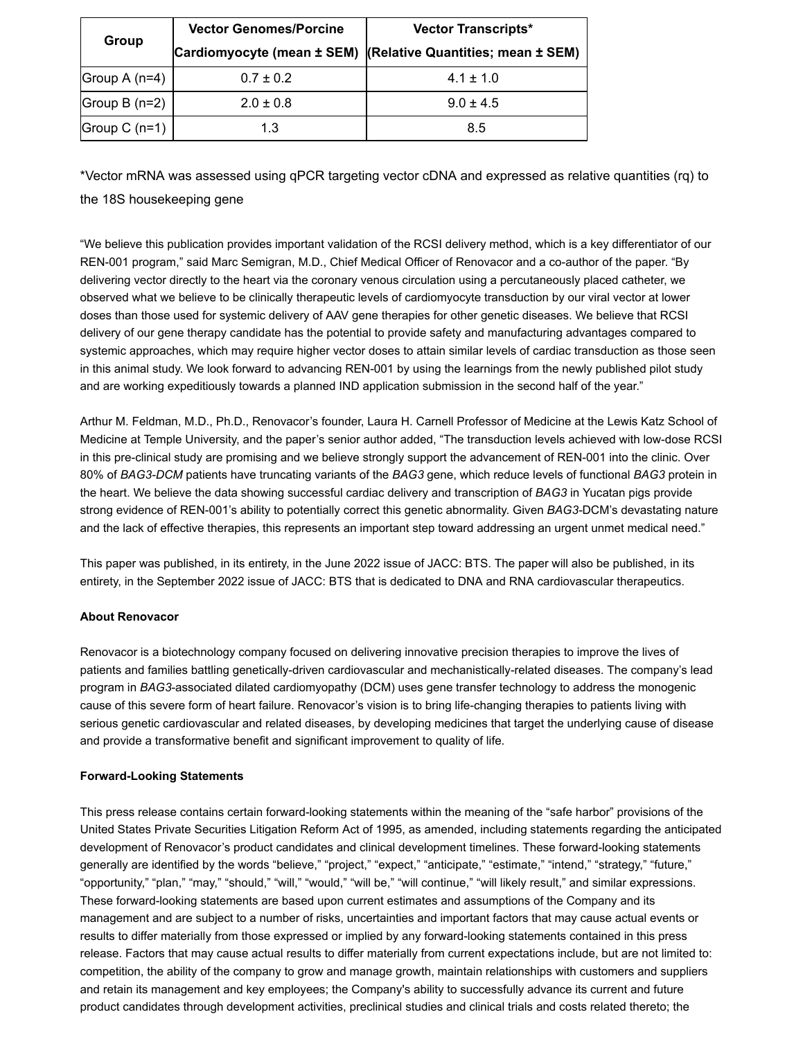| Group | Vector Genomes/Porcine Cardiomyocyte (mean ± SEM) | Vector Transcripts* (Relative Quantities; mean ± SEM) |
|---|---|---|
| Group A (n=4) | 0.7 ± 0.2 | 4.1 ± 1.0 |
| Group B (n=2) | 2.0 ± 0.8 | 9.0 ± 4.5 |
| Group C (n=1) | 1.3 | 8.5 |

*Vector mRNA was assessed using qPCR targeting vector cDNA and expressed as relative quantities (rq) to the 18S housekeeping gene

"We believe this publication provides important validation of the RCSI delivery method, which is a key differentiator of our REN-001 program," said Marc Semigran, M.D., Chief Medical Officer of Renovacor and a co-author of the paper. "By delivering vector directly to the heart via the coronary venous circulation using a percutaneously placed catheter, we observed what we believe to be clinically therapeutic levels of cardiomyocyte transduction by our viral vector at lower doses than those used for systemic delivery of AAV gene therapies for other genetic diseases. We believe that RCSI delivery of our gene therapy candidate has the potential to provide safety and manufacturing advantages compared to systemic approaches, which may require higher vector doses to attain similar levels of cardiac transduction as those seen in this animal study. We look forward to advancing REN-001 by using the learnings from the newly published pilot study and are working expeditiously towards a planned IND application submission in the second half of the year."

Arthur M. Feldman, M.D., Ph.D., Renovacor's founder, Laura H. Carnell Professor of Medicine at the Lewis Katz School of Medicine at Temple University, and the paper's senior author added, "The transduction levels achieved with low-dose RCSI in this pre-clinical study are promising and we believe strongly support the advancement of REN-001 into the clinic. Over 80% of *BAG3-DCM* patients have truncating variants of the *BAG3* gene, which reduce levels of functional *BAG3* protein in the heart. We believe the data showing successful cardiac delivery and transcription of *BAG3* in Yucatan pigs provide strong evidence of REN-001's ability to potentially correct this genetic abnormality. Given *BAG3*-DCM's devastating nature and the lack of effective therapies, this represents an important step toward addressing an urgent unmet medical need."

This paper was published, in its entirety, in the June 2022 issue of JACC: BTS. The paper will also be published, in its entirety, in the September 2022 issue of JACC: BTS that is dedicated to DNA and RNA cardiovascular therapeutics.

**About Renovacor**

Renovacor is a biotechnology company focused on delivering innovative precision therapies to improve the lives of patients and families battling genetically-driven cardiovascular and mechanistically-related diseases. The company's lead program in *BAG3*-associated dilated cardiomyopathy (DCM) uses gene transfer technology to address the monogenic cause of this severe form of heart failure. Renovacor's vision is to bring life-changing therapies to patients living with serious genetic cardiovascular and related diseases, by developing medicines that target the underlying cause of disease and provide a transformative benefit and significant improvement to quality of life.

**Forward-Looking Statements**

This press release contains certain forward-looking statements within the meaning of the "safe harbor" provisions of the United States Private Securities Litigation Reform Act of 1995, as amended, including statements regarding the anticipated development of Renovacor's product candidates and clinical development timelines. These forward-looking statements generally are identified by the words "believe," "project," "expect," "anticipate," "estimate," "intend," "strategy," "future," "opportunity," "plan," "may," "should," "will," "would," "will be," "will continue," "will likely result," and similar expressions. These forward-looking statements are based upon current estimates and assumptions of the Company and its management and are subject to a number of risks, uncertainties and important factors that may cause actual events or results to differ materially from those expressed or implied by any forward-looking statements contained in this press release. Factors that may cause actual results to differ materially from current expectations include, but are not limited to: competition, the ability of the company to grow and manage growth, maintain relationships with customers and suppliers and retain its management and key employees; the Company's ability to successfully advance its current and future product candidates through development activities, preclinical studies and clinical trials and costs related thereto; the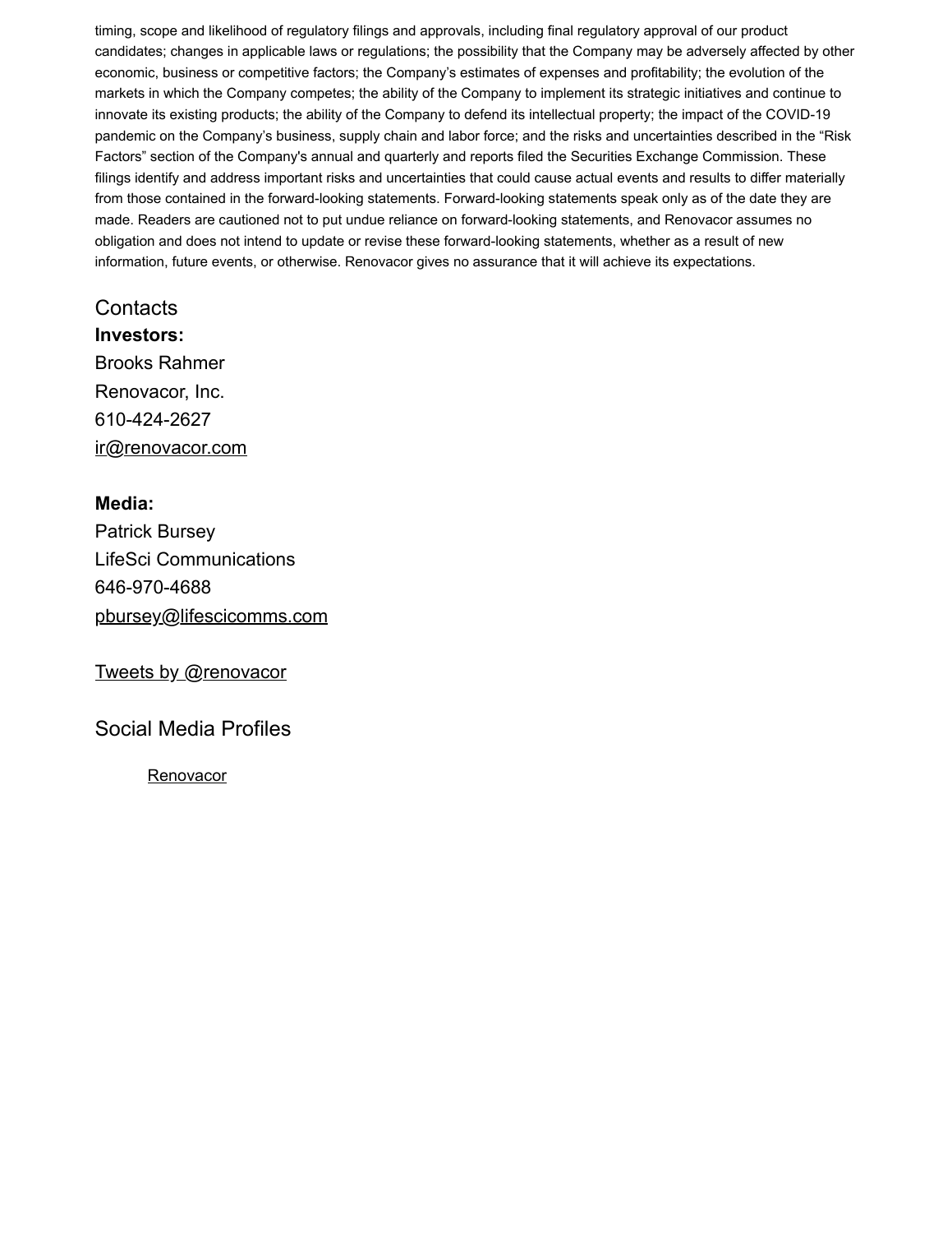timing, scope and likelihood of regulatory filings and approvals, including final regulatory approval of our product candidates; changes in applicable laws or regulations; the possibility that the Company may be adversely affected by other economic, business or competitive factors; the Company's estimates of expenses and profitability; the evolution of the markets in which the Company competes; the ability of the Company to implement its strategic initiatives and continue to innovate its existing products; the ability of the Company to defend its intellectual property; the impact of the COVID-19 pandemic on the Company's business, supply chain and labor force; and the risks and uncertainties described in the "Risk Factors" section of the Company's annual and quarterly and reports filed the Securities Exchange Commission. These filings identify and address important risks and uncertainties that could cause actual events and results to differ materially from those contained in the forward-looking statements. Forward-looking statements speak only as of the date they are made. Readers are cautioned not to put undue reliance on forward-looking statements, and Renovacor assumes no obligation and does not intend to update or revise these forward-looking statements, whether as a result of new information, future events, or otherwise. Renovacor gives no assurance that it will achieve its expectations.

## Contacts

**Investors:**
Brooks Rahmer
Renovacor, Inc.
610-424-2627
ir@renovacor.com

**Media:**
Patrick Bursey
LifeSci Communications
646-970-4688
pbursey@lifescicomms.com

Tweets by @renovacor

## Social Media Profiles

- Renovacor